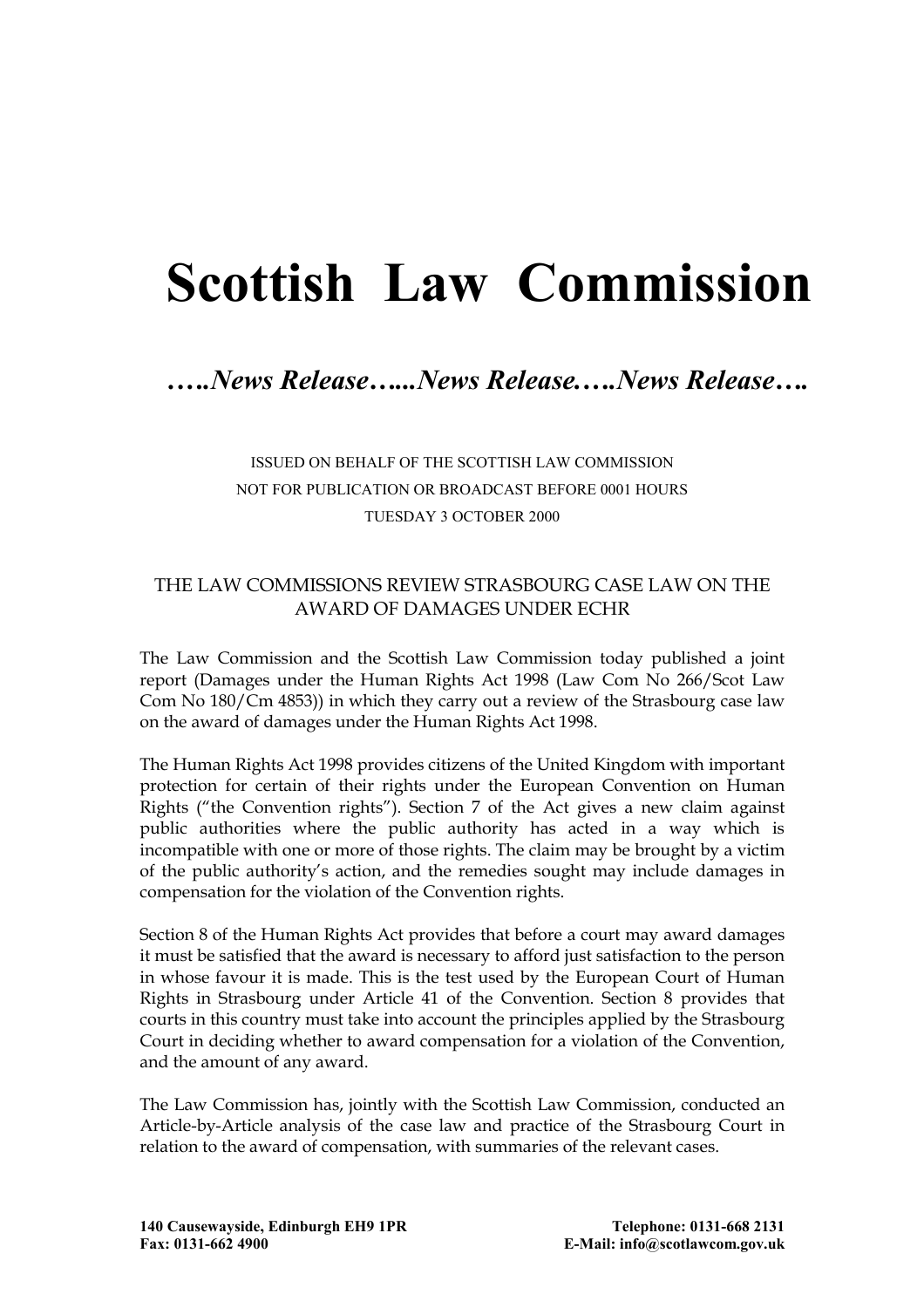# Scottish Law Commission

***…..News Release…...News Release…..News Release….***

ISSUED ON BEHALF OF THE SCOTTISH LAW COMMISSION
NOT FOR PUBLICATION OR BROADCAST BEFORE 0001 HOURS
TUESDAY 3 OCTOBER 2000

## THE LAW COMMISSIONS REVIEW STRASBOURG CASE LAW ON THE AWARD OF DAMAGES UNDER ECHR

The Law Commission and the Scottish Law Commission today published a joint report (Damages under the Human Rights Act 1998 (Law Com No 266/Scot Law Com No 180/Cm 4853)) in which they carry out a review of the Strasbourg case law on the award of damages under the Human Rights Act 1998.

The Human Rights Act 1998 provides citizens of the United Kingdom with important protection for certain of their rights under the European Convention on Human Rights ("the Convention rights"). Section 7 of the Act gives a new claim against public authorities where the public authority has acted in a way which is incompatible with one or more of those rights. The claim may be brought by a victim of the public authority's action, and the remedies sought may include damages in compensation for the violation of the Convention rights.

Section 8 of the Human Rights Act provides that before a court may award damages it must be satisfied that the award is necessary to afford just satisfaction to the person in whose favour it is made. This is the test used by the European Court of Human Rights in Strasbourg under Article 41 of the Convention. Section 8 provides that courts in this country must take into account the principles applied by the Strasbourg Court in deciding whether to award compensation for a violation of the Convention, and the amount of any award.

The Law Commission has, jointly with the Scottish Law Commission, conducted an Article-by-Article analysis of the case law and practice of the Strasbourg Court in relation to the award of compensation, with summaries of the relevant cases.

**140 Causewayside, Edinburgh EH9 1PR**
**Fax: 0131-662 4900**
**Telephone: 0131-668 2131**
**E-Mail: info@scotlawcom.gov.uk**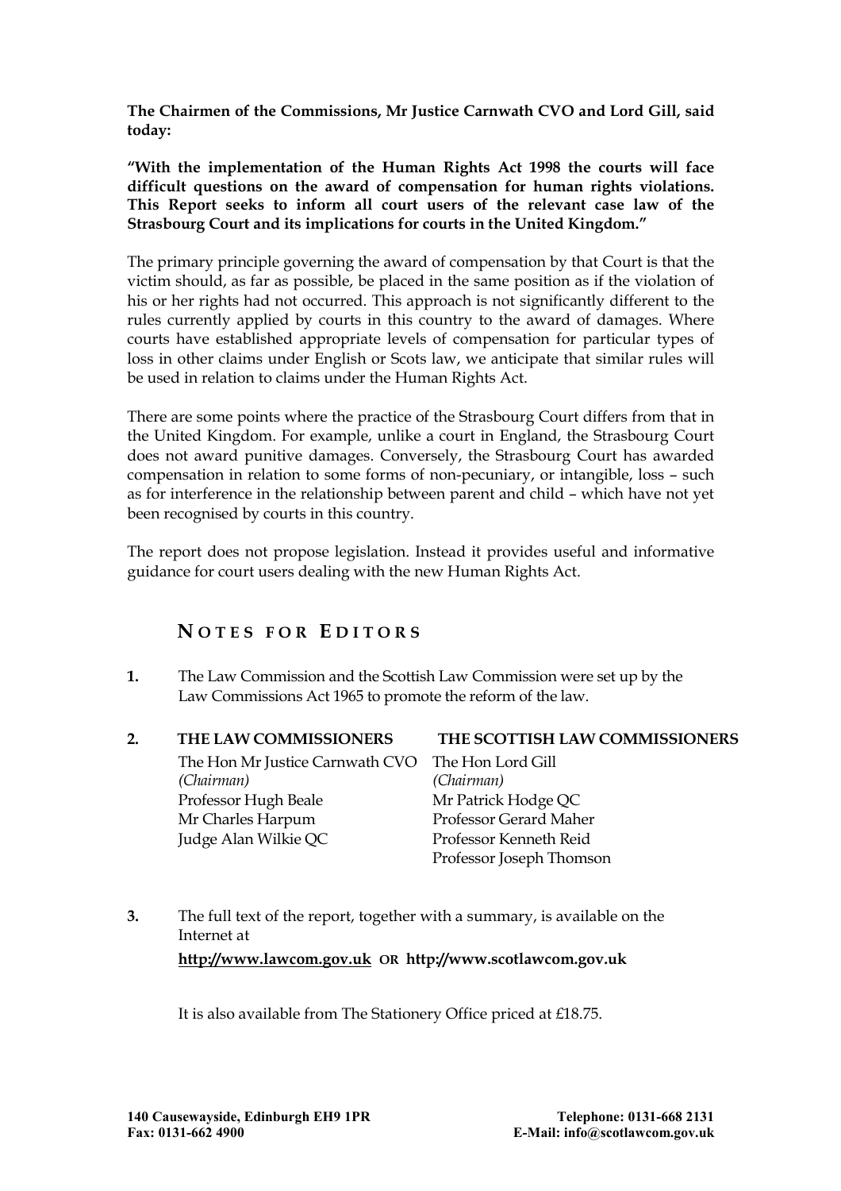**The Chairmen of the Commissions, Mr Justice Carnwath CVO and Lord Gill, said today:**

**"With the implementation of the Human Rights Act 1998 the courts will face difficult questions on the award of compensation for human rights violations. This Report seeks to inform all court users of the relevant case law of the Strasbourg Court and its implications for courts in the United Kingdom."**

The primary principle governing the award of compensation by that Court is that the victim should, as far as possible, be placed in the same position as if the violation of his or her rights had not occurred. This approach is not significantly different to the rules currently applied by courts in this country to the award of damages. Where courts have established appropriate levels of compensation for particular types of loss in other claims under English or Scots law, we anticipate that similar rules will be used in relation to claims under the Human Rights Act.

There are some points where the practice of the Strasbourg Court differs from that in the United Kingdom. For example, unlike a court in England, the Strasbourg Court does not award punitive damages. Conversely, the Strasbourg Court has awarded compensation in relation to some forms of non-pecuniary, or intangible, loss – such as for interference in the relationship between parent and child – which have not yet been recognised by courts in this country.

The report does not propose legislation. Instead it provides useful and informative guidance for court users dealing with the new Human Rights Act.

## NOTES FOR EDITORS

**1.** The Law Commission and the Scottish Law Commission were set up by the Law Commissions Act 1965 to promote the reform of the law.

**2.**

| **THE LAW COMMISSIONERS** | **THE SCOTTISH LAW COMMISSIONERS** |
|---|---|
| The Hon Mr Justice Carnwath CVO *(Chairman)* | The Hon Lord Gill *(Chairman)* |
| Professor Hugh Beale | Mr Patrick Hodge QC |
| Mr Charles Harpum | Professor Gerard Maher |
| Judge Alan Wilkie QC | Professor Kenneth Reid |
| | Professor Joseph Thomson |

**3.** The full text of the report, together with a summary, is available on the Internet at

**http://www.lawcom.gov.uk** OR **http://www.scotlawcom.gov.uk**

It is also available from The Stationery Office priced at £18.75.

**140 Causewayside, Edinburgh EH9 1PR** **Telephone: 0131-668 2131**
**Fax: 0131-662 4900** **E-Mail: info@scotlawcom.gov.uk**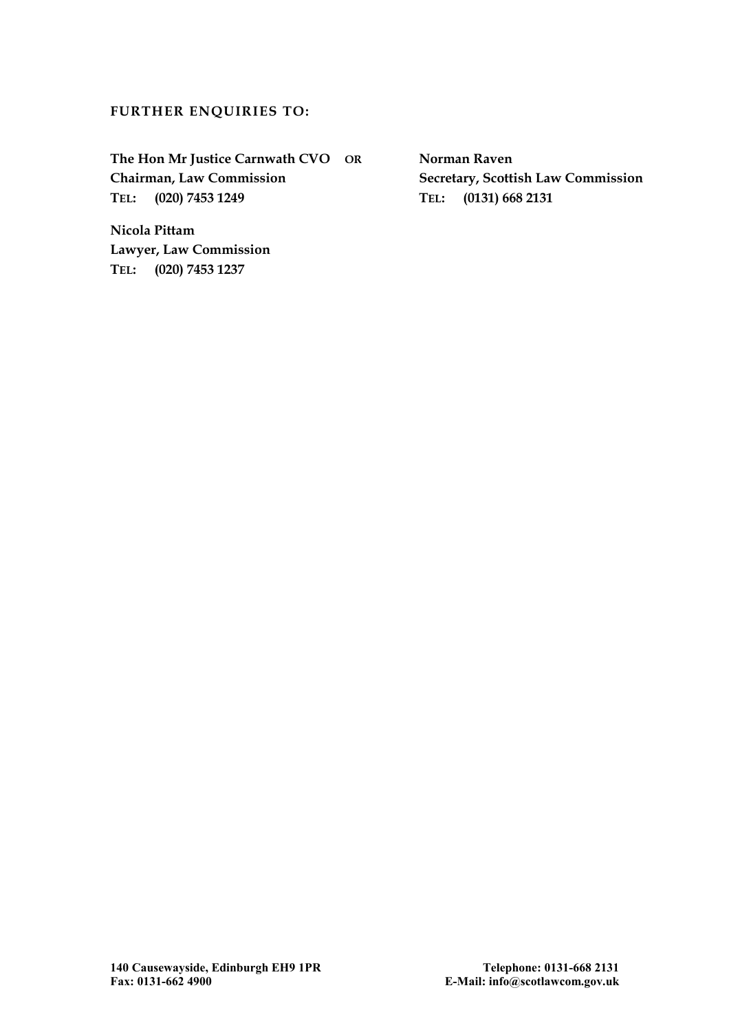**FURTHER ENQUIRIES TO:**

**The Hon Mr Justice Carnwath CVO** OR
**Chairman, Law Commission**
**TEL: (020) 7453 1249**

**Norman Raven**
**Secretary, Scottish Law Commission**
**TEL: (0131) 668 2131**

**Nicola Pittam**
**Lawyer, Law Commission**
**TEL: (020) 7453 1237**

**140 Causewayside, Edinburgh EH9 1PR**
**Fax: 0131-662 4900**

**Telephone: 0131-668 2131**
**E-Mail: info@scotlawcom.gov.uk**